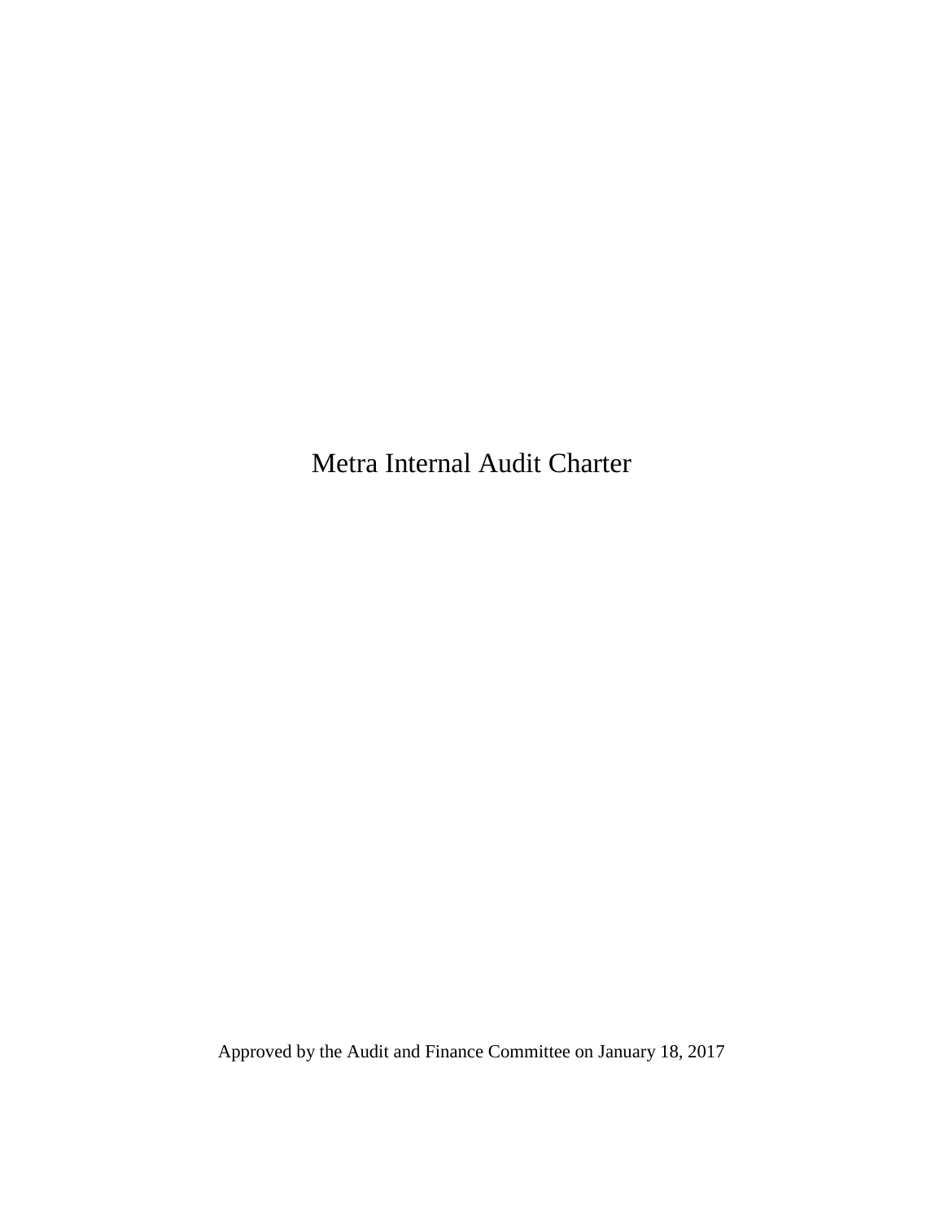# Metra Internal Audit Charter

Approved by the Audit and Finance Committee on January 18, 2017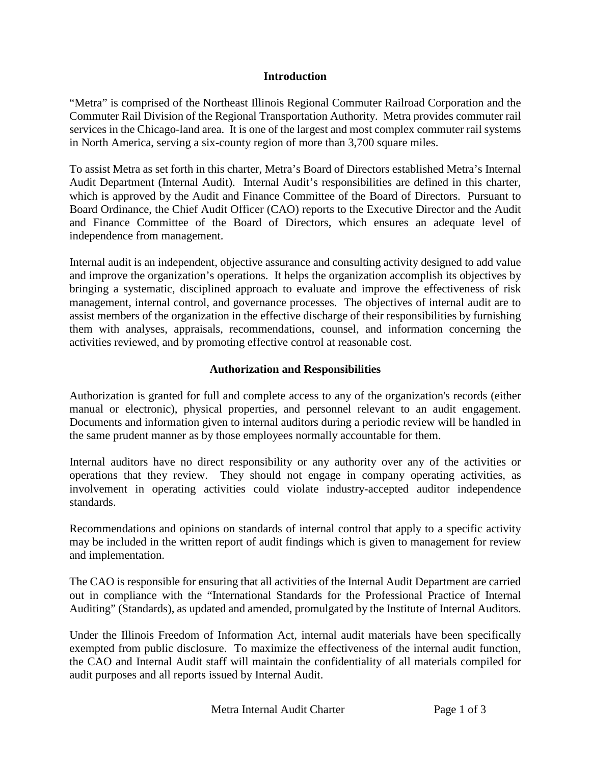## Introduction

"Metra" is comprised of the Northeast Illinois Regional Commuter Railroad Corporation and the Commuter Rail Division of the Regional Transportation Authority. Metra provides commuter rail services in the Chicago-land area. It is one of the largest and most complex commuter rail systems in North America, serving a six-county region of more than 3,700 square miles.

To assist Metra as set forth in this charter, Metra's Board of Directors established Metra's Internal Audit Department (Internal Audit). Internal Audit's responsibilities are defined in this charter, which is approved by the Audit and Finance Committee of the Board of Directors. Pursuant to Board Ordinance, the Chief Audit Officer (CAO) reports to the Executive Director and the Audit and Finance Committee of the Board of Directors, which ensures an adequate level of independence from management.

Internal audit is an independent, objective assurance and consulting activity designed to add value and improve the organization's operations. It helps the organization accomplish its objectives by bringing a systematic, disciplined approach to evaluate and improve the effectiveness of risk management, internal control, and governance processes. The objectives of internal audit are to assist members of the organization in the effective discharge of their responsibilities by furnishing them with analyses, appraisals, recommendations, counsel, and information concerning the activities reviewed, and by promoting effective control at reasonable cost.

## Authorization and Responsibilities

Authorization is granted for full and complete access to any of the organization's records (either manual or electronic), physical properties, and personnel relevant to an audit engagement. Documents and information given to internal auditors during a periodic review will be handled in the same prudent manner as by those employees normally accountable for them.

Internal auditors have no direct responsibility or any authority over any of the activities or operations that they review. They should not engage in company operating activities, as involvement in operating activities could violate industry-accepted auditor independence standards.

Recommendations and opinions on standards of internal control that apply to a specific activity may be included in the written report of audit findings which is given to management for review and implementation.

The CAO is responsible for ensuring that all activities of the Internal Audit Department are carried out in compliance with the "International Standards for the Professional Practice of Internal Auditing" (Standards), as updated and amended, promulgated by the Institute of Internal Auditors.

Under the Illinois Freedom of Information Act, internal audit materials have been specifically exempted from public disclosure. To maximize the effectiveness of the internal audit function, the CAO and Internal Audit staff will maintain the confidentiality of all materials compiled for audit purposes and all reports issued by Internal Audit.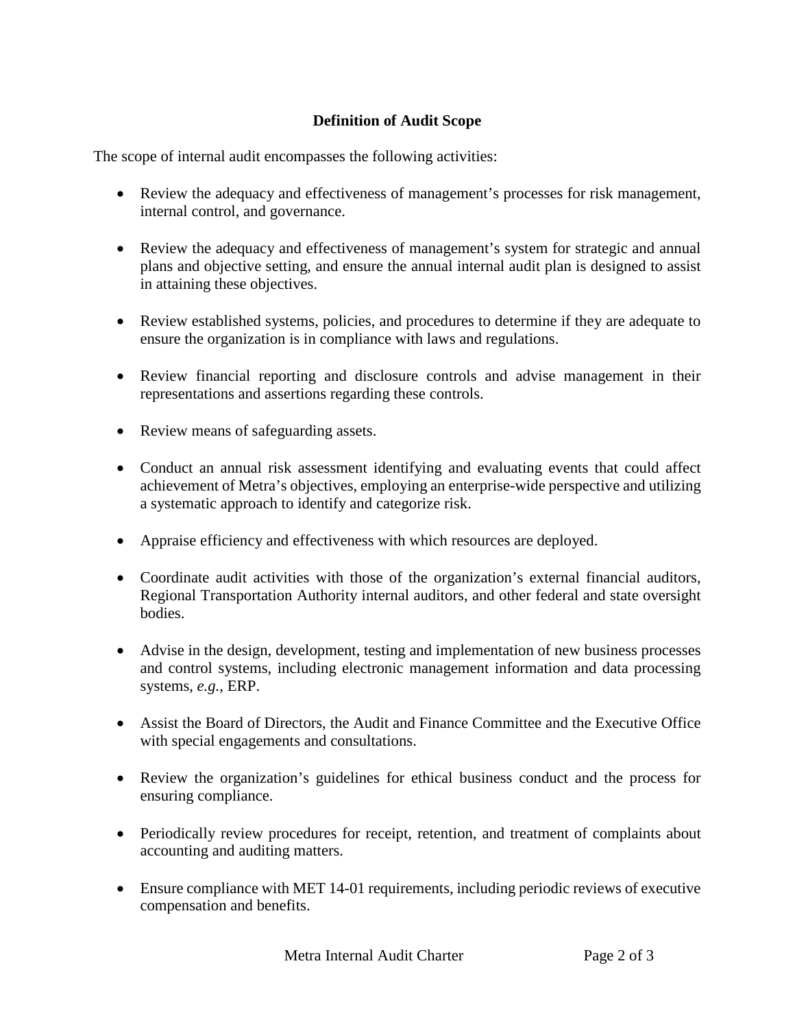### Definition of Audit Scope

The scope of internal audit encompasses the following activities:

- Review the adequacy and effectiveness of management's processes for risk management, internal control, and governance.
- Review the adequacy and effectiveness of management's system for strategic and annual plans and objective setting, and ensure the annual internal audit plan is designed to assist in attaining these objectives.
- Review established systems, policies, and procedures to determine if they are adequate to ensure the organization is in compliance with laws and regulations.
- Review financial reporting and disclosure controls and advise management in their representations and assertions regarding these controls.
- Review means of safeguarding assets.
- Conduct an annual risk assessment identifying and evaluating events that could affect achievement of Metra's objectives, employing an enterprise-wide perspective and utilizing a systematic approach to identify and categorize risk.
- Appraise efficiency and effectiveness with which resources are deployed.
- Coordinate audit activities with those of the organization's external financial auditors, Regional Transportation Authority internal auditors, and other federal and state oversight bodies.
- Advise in the design, development, testing and implementation of new business processes and control systems, including electronic management information and data processing systems, *e.g.*, ERP.
- Assist the Board of Directors, the Audit and Finance Committee and the Executive Office with special engagements and consultations.
- Review the organization's guidelines for ethical business conduct and the process for ensuring compliance.
- Periodically review procedures for receipt, retention, and treatment of complaints about accounting and auditing matters.
- Ensure compliance with MET 14-01 requirements, including periodic reviews of executive compensation and benefits.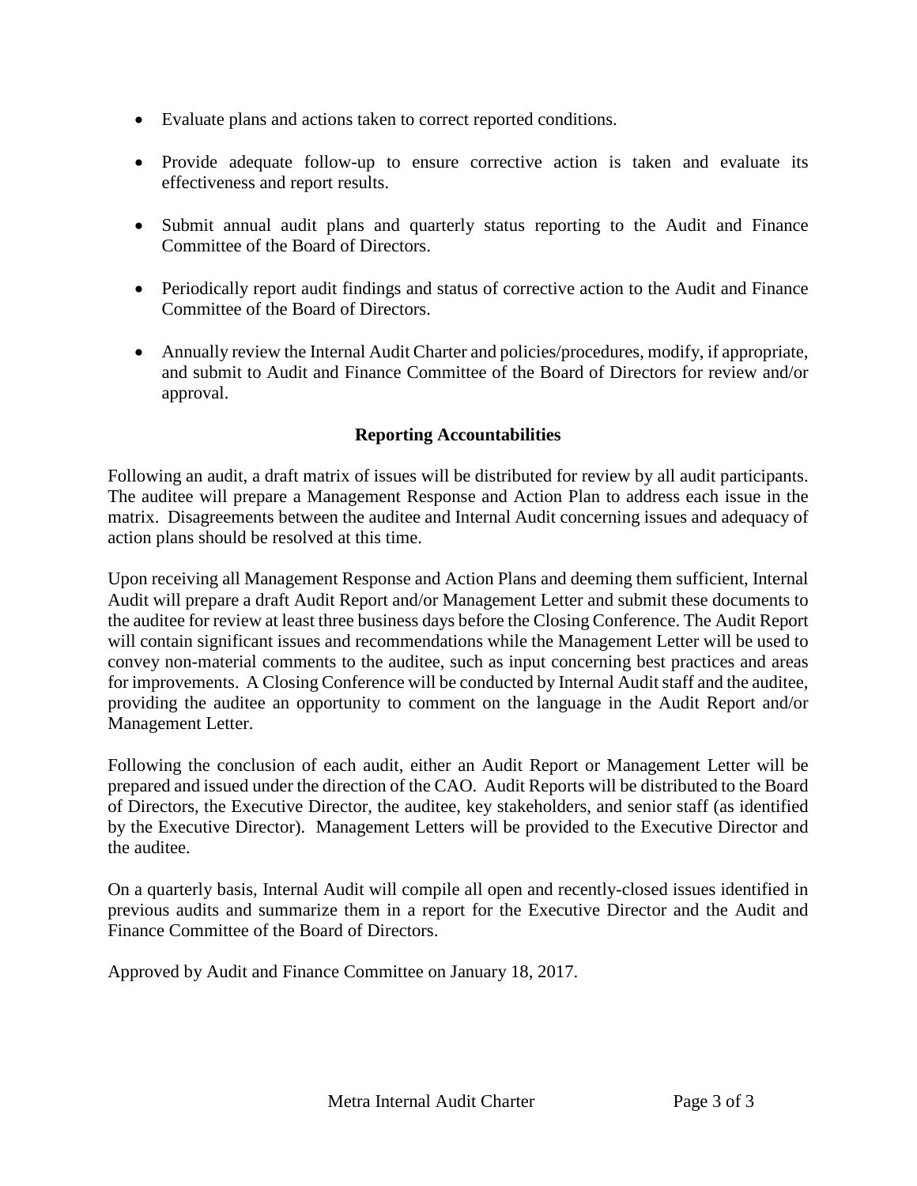- Evaluate plans and actions taken to correct reported conditions.
- Provide adequate follow-up to ensure corrective action is taken and evaluate its effectiveness and report results.
- Submit annual audit plans and quarterly status reporting to the Audit and Finance Committee of the Board of Directors.
- Periodically report audit findings and status of corrective action to the Audit and Finance Committee of the Board of Directors.
- Annually review the Internal Audit Charter and policies/procedures, modify, if appropriate, and submit to Audit and Finance Committee of the Board of Directors for review and/or approval.

## Reporting Accountabilities

Following an audit, a draft matrix of issues will be distributed for review by all audit participants. The auditee will prepare a Management Response and Action Plan to address each issue in the matrix. Disagreements between the auditee and Internal Audit concerning issues and adequacy of action plans should be resolved at this time.

Upon receiving all Management Response and Action Plans and deeming them sufficient, Internal Audit will prepare a draft Audit Report and/or Management Letter and submit these documents to the auditee for review at least three business days before the Closing Conference. The Audit Report will contain significant issues and recommendations while the Management Letter will be used to convey non-material comments to the auditee, such as input concerning best practices and areas for improvements. A Closing Conference will be conducted by Internal Audit staff and the auditee, providing the auditee an opportunity to comment on the language in the Audit Report and/or Management Letter.

Following the conclusion of each audit, either an Audit Report or Management Letter will be prepared and issued under the direction of the CAO. Audit Reports will be distributed to the Board of Directors, the Executive Director, the auditee, key stakeholders, and senior staff (as identified by the Executive Director). Management Letters will be provided to the Executive Director and the auditee.

On a quarterly basis, Internal Audit will compile all open and recently-closed issues identified in previous audits and summarize them in a report for the Executive Director and the Audit and Finance Committee of the Board of Directors.

Approved by Audit and Finance Committee on January 18, 2017.